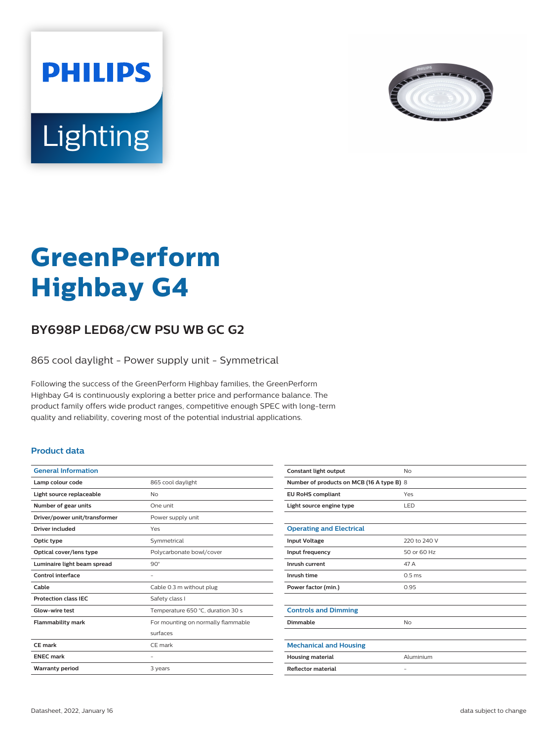# GreenPerform Highbay G4

## BY698P LED68/CW PSU WB GC G2

865 cool daylight - Power supply unit - Symmetrical

Following the success of the GreenPerform Highbay families, the GreenPerform Highbay G4 is continuously exploring a better price and performance balance. The product family offers wide product ranges, competitive enough SPEC with long-term quality and reliability, covering most of the potential industrial applications.

### Product data

| General Information | |
|---|---|
| **Lamp colour code** | 865 cool daylight |
| **Light source replaceable** | No |
| **Number of gear units** | One unit |
| **Driver/power unit/transformer** | Power supply unit |
| **Driver included** | Yes |
| **Optic type** | Symmetrical |
| **Optical cover/lens type** | Polycarbonate bowl/cover |
| **Luminaire light beam spread** | 90° |
| **Control interface** | - |
| **Cable** | Cable 0.3 m without plug |
| **Protection class IEC** | Safety class I |
| **Glow-wire test** | Temperature 650 °C, duration 30 s |
| **Flammability mark** | For mounting on normally flammable surfaces |
| **CE mark** | CE mark |
| **ENEC mark** | - |
| **Warranty period** | 3 years |
| **Constant light output** | No |
| **Number of products on MCB (16 A type B)** | 8 |
| **EU RoHS compliant** | Yes |
| **Light source engine type** | LED |

| Operating and Electrical | |
|---|---|
| **Input Voltage** | 220 to 240 V |
| **Input frequency** | 50 or 60 Hz |
| **Inrush current** | 47 A |
| **Inrush time** | 0.5 ms |
| **Power factor (min.)** | 0.95 |

| Controls and Dimming | |
|---|---|
| **Dimmable** | No |

| Mechanical and Housing | |
|---|---|
| **Housing material** | Aluminium |
| **Reflector material** | - |

Datasheet, 2022, January 16

data subject to change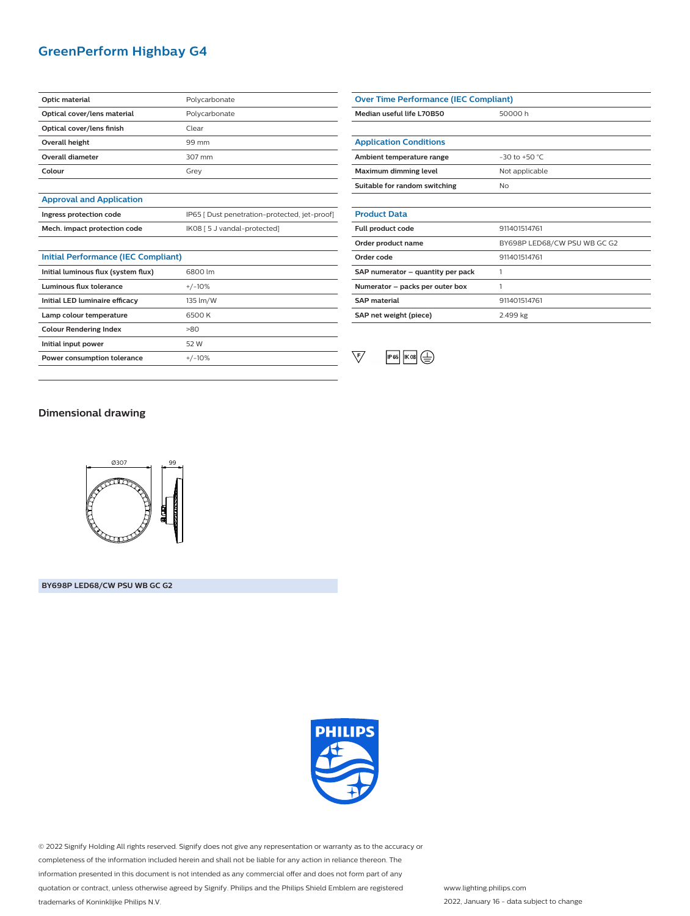# GreenPerform Highbay G4

| | |
|---|---|
| Optic material | Polycarbonate |
| Optical cover/lens material | Polycarbonate |
| Optical cover/lens finish | Clear |
| Overall height | 99 mm |
| Overall diameter | 307 mm |
| Colour | Grey |

### Approval and Application

| | |
|---|---|
| Ingress protection code | IP65 [ Dust penetration-protected, jet-proof] |
| Mech. impact protection code | IK08 [ 5 J vandal-protected] |

### Initial Performance (IEC Compliant)

| | |
|---|---|
| Initial luminous flux (system flux) | 6800 lm |
| Luminous flux tolerance | +/-10% |
| Initial LED luminaire efficacy | 135 lm/W |
| Lamp colour temperature | 6500 K |
| Colour Rendering Index | >80 |
| Initial input power | 52 W |
| Power consumption tolerance | +/-10% |

### Over Time Performance (IEC Compliant)

| | |
|---|---|
| Median useful life L70B50 | 50000 h |

### Application Conditions

| | |
|---|---|
| Ambient temperature range | -30 to +50 °C |
| Maximum dimming level | Not applicable |
| Suitable for random switching | No |

### Product Data

| | |
|---|---|
| Full product code | 911401514761 |
| Order product name | BY698P LED68/CW PSU WB GC G2 |
| Order code | 911401514761 |
| SAP numerator – quantity per pack | 1 |
| Numerator – packs per outer box | 1 |
| SAP material | 911401514761 |
| SAP net weight (piece) | 2.499 kg |

F IP65 IK08

## Dimensional drawing

Ø307

99

**BY698P LED68/CW PSU WB GC G2**

© 2022 Signify Holding All rights reserved. Signify does not give any representation or warranty as to the accuracy or completeness of the information included herein and shall not be liable for any action in reliance thereon. The information presented in this document is not intended as any commercial offer and does not form part of any quotation or contract, unless otherwise agreed by Signify. Philips and the Philips Shield Emblem are registered trademarks of Koninklijke Philips N.V.

www.lighting.philips.com

2022, January 16 - data subject to change